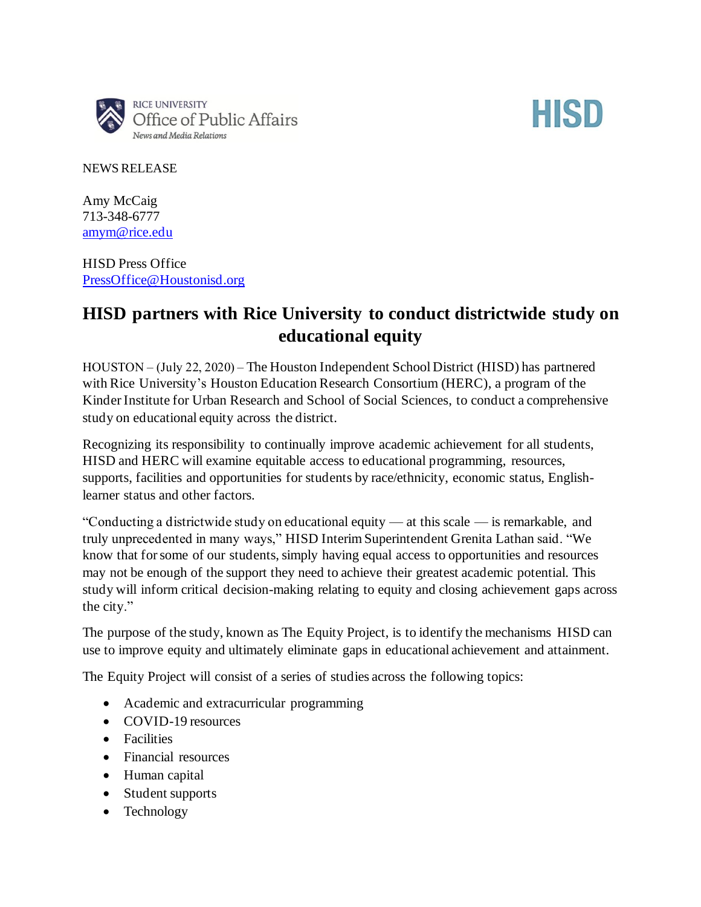RICE UNIVERSITY
Office of Public Affairs
*News and Media Relations*

HISD

NEWS RELEASE

Amy McCaig
713-348-6777
amym@rice.edu

HISD Press Office
PressOffice@Houstonisd.org

# HISD partners with Rice University to conduct districtwide study on educational equity

HOUSTON – (July 22, 2020) – The Houston Independent School District (HISD) has partnered with Rice University's Houston Education Research Consortium (HERC), a program of the Kinder Institute for Urban Research and School of Social Sciences, to conduct a comprehensive study on educational equity across the district.

Recognizing its responsibility to continually improve academic achievement for all students, HISD and HERC will examine equitable access to educational programming, resources, supports, facilities and opportunities for students by race/ethnicity, economic status, English-learner status and other factors.

"Conducting a districtwide study on educational equity — at this scale — is remarkable, and truly unprecedented in many ways," HISD Interim Superintendent Grenita Lathan said. "We know that for some of our students, simply having equal access to opportunities and resources may not be enough of the support they need to achieve their greatest academic potential. This study will inform critical decision-making relating to equity and closing achievement gaps across the city."

The purpose of the study, known as The Equity Project, is to identify the mechanisms HISD can use to improve equity and ultimately eliminate gaps in educational achievement and attainment.

The Equity Project will consist of a series of studies across the following topics:

- Academic and extracurricular programming
- COVID-19 resources
- Facilities
- Financial resources
- Human capital
- Student supports
- Technology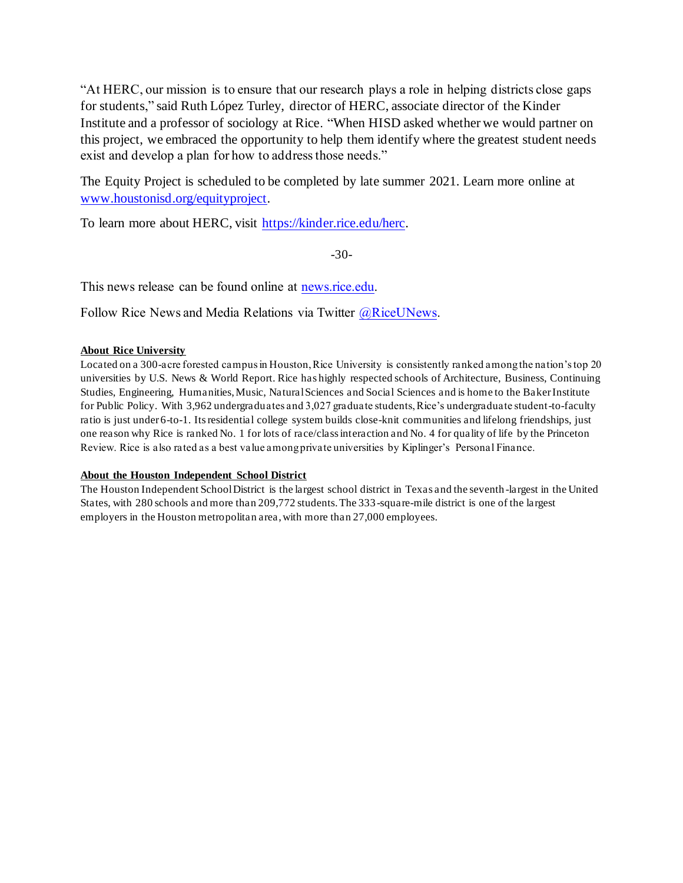"At HERC, our mission is to ensure that our research plays a role in helping districts close gaps for students," said Ruth López Turley, director of HERC, associate director of the Kinder Institute and a professor of sociology at Rice. "When HISD asked whether we would partner on this project, we embraced the opportunity to help them identify where the greatest student needs exist and develop a plan for how to address those needs."

The Equity Project is scheduled to be completed by late summer 2021. Learn more online at [www.houstonisd.org/equityproject](www.houstonisd.org/equityproject).

To learn more about HERC, visit [https://kinder.rice.edu/herc](https://kinder.rice.edu/herc).

-30-

This news release can be found online at [news.rice.edu](news.rice.edu).

Follow Rice News and Media Relations via Twitter [@RiceUNews](@RiceUNews).

**About Rice University**

Located on a 300-acre forested campus in Houston, Rice University is consistently ranked among the nation's top 20 universities by U.S. News & World Report. Rice has highly respected schools of Architecture, Business, Continuing Studies, Engineering, Humanities, Music, Natural Sciences and Social Sciences and is home to the Baker Institute for Public Policy. With 3,962 undergraduates and 3,027 graduate students, Rice's undergraduate student-to-faculty ratio is just under 6-to-1. Its residential college system builds close-knit communities and lifelong friendships, just one reason why Rice is ranked No. 1 for lots of race/class interaction and No. 4 for quality of life by the Princeton Review. Rice is also rated as a best value among private universities by Kiplinger's Personal Finance.

**About the Houston Independent School District**

The Houston Independent School District is the largest school district in Texas and the seventh-largest in the United States, with 280 schools and more than 209,772 students. The 333-square-mile district is one of the largest employers in the Houston metropolitan area, with more than 27,000 employees.